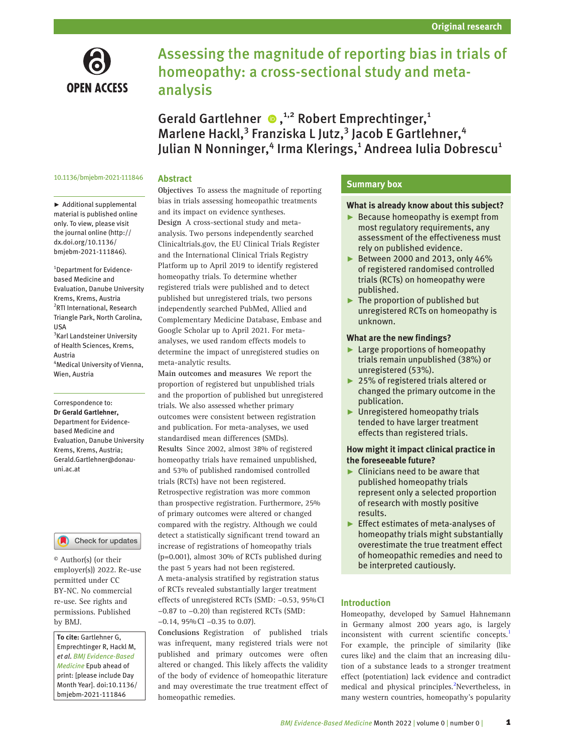Original research

# Assessing the magnitude of reporting bias in trials of homeopathy: a cross-sectional study and meta-analysis

Gerald Gartlehner[1,2] Robert Emprechtinger,[1] Marlene Hackl,[3] Franziska L Jutz,[3] Jacob E Gartlehner,[4] Julian N Nonninger,[4] Irma Klerings,[1] Andreea Iulia Dobrescu[1]

10.1136/bmjebm-2021-111846

► Additional supplemental material is published online only. To view, please visit the journal online (http://dx.doi.org/10.1136/bmjebm-2021-111846).

[1]Department for Evidence-based Medicine and Evaluation, Danube University Krems, Krems, Austria
[2]RTI International, Research Triangle Park, North Carolina, USA
[3]Karl Landsteiner University of Health Sciences, Krems, Austria
[4]Medical University of Vienna, Wien, Austria

Correspondence to: **Dr Gerald Gartlehner,** Department for Evidence-based Medicine and Evaluation, Danube University Krems, Krems, Austria; Gerald.Gartlehner@donau-uni.ac.at

© Author(s) (or their employer(s)) 2022. Re-use permitted under CC BY-NC. No commercial re-use. See rights and permissions. Published by BMJ.

**To cite:** Gartlehner G, Emprechtinger R, Hackl M, *et al. BMJ Evidence-Based Medicine* Epub ahead of print: [please include Day Month Year]. doi:10.1136/bmjebm-2021-111846

## Abstract

**Objectives** To assess the magnitude of reporting bias in trials assessing homeopathic treatments and its impact on evidence syntheses.

**Design** A cross-sectional study and meta-analysis. Two persons independently searched Clinicaltrials.gov, the EU Clinical Trials Register and the International Clinical Trials Registry Platform up to April 2019 to identify registered homeopathy trials. To determine whether registered trials were published and to detect published but unregistered trials, two persons independently searched PubMed, Allied and Complementary Medicine Database, Embase and Google Scholar up to April 2021. For meta-analyses, we used random effects models to determine the impact of unregistered studies on meta-analytic results.

**Main outcomes and measures** We report the proportion of registered but unpublished trials and the proportion of published but unregistered trials. We also assessed whether primary outcomes were consistent between registration and publication. For meta-analyses, we used standardised mean differences (SMDs).

**Results** Since 2002, almost 38% of registered homeopathy trials have remained unpublished, and 53% of published randomised controlled trials (RCTs) have not been registered. Retrospective registration was more common than prospective registration. Furthermore, 25% of primary outcomes were altered or changed compared with the registry. Although we could detect a statistically significant trend toward an increase of registrations of homeopathy trials (p=0.001), almost 30% of RCTs published during the past 5 years had not been registered. A meta-analysis stratified by registration status of RCTs revealed substantially larger treatment effects of unregistered RCTs (SMD: −0.53, 95% CI −0.87 to −0.20) than registered RCTs (SMD: −0.14, 95% CI −0.35 to 0.07).

**Conclusions** Registration of published trials was infrequent, many registered trials were not published and primary outcomes were often altered or changed. This likely affects the validity of the body of evidence of homeopathic literature and may overestimate the true treatment effect of homeopathic remedies.

## Summary box

### What is already know about this subject?

- Because homeopathy is exempt from most regulatory requirements, any assessment of the effectiveness must rely on published evidence.
- Between 2000 and 2013, only 46% of registered randomised controlled trials (RCTs) on homeopathy were published.
- The proportion of published but unregistered RCTs on homeopathy is unknown.

### What are the new findings?

- Large proportions of homeopathy trials remain unpublished (38%) or unregistered (53%).
- 25% of registered trials altered or changed the primary outcome in the publication.
- Unregistered homeopathy trials tended to have larger treatment effects than registered trials.

### How might it impact clinical practice in the foreseeable future?

- Clinicians need to be aware that published homeopathy trials represent only a selected proportion of research with mostly positive results.
- Effect estimates of meta-analyses of homeopathy trials might substantially overestimate the true treatment effect of homeopathic remedies and need to be interpreted cautiously.

## Introduction

Homeopathy, developed by Samuel Hahnemann in Germany almost 200 years ago, is largely inconsistent with current scientific concepts.[1] For example, the principle of similarity (like cures like) and the claim that an increasing dilution of a substance leads to a stronger treatment effect (potentiation) lack evidence and contradict medical and physical principles.[2] Nevertheless, in many western countries, homeopathy's popularity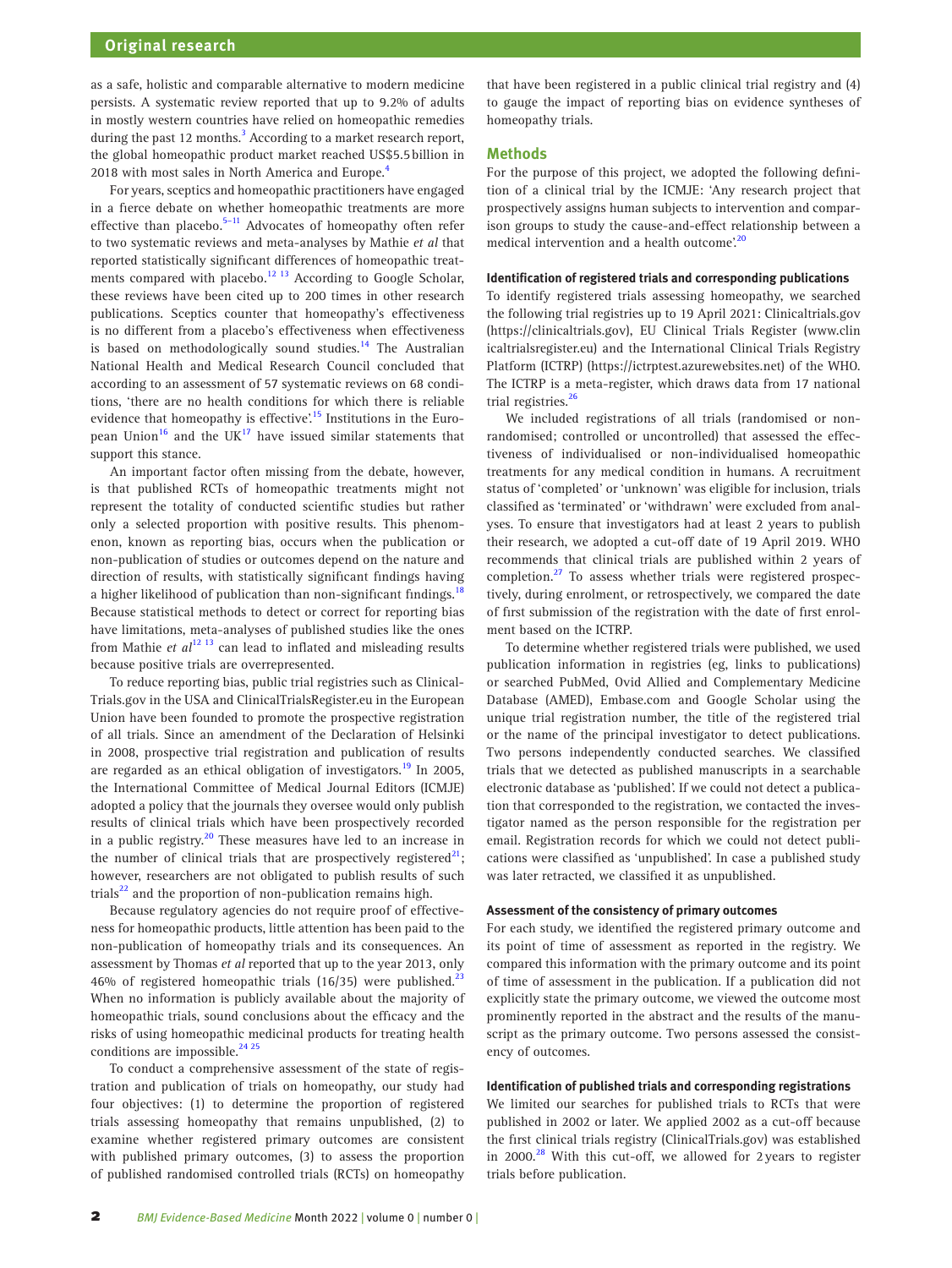as a safe, holistic and comparable alternative to modern medicine persists. A systematic review reported that up to 9.2% of adults in mostly western countries have relied on homeopathic remedies during the past 12 months.[3] According to a market research report, the global homeopathic product market reached US$5.5 billion in 2018 with most sales in North America and Europe.[4]

For years, sceptics and homeopathic practitioners have engaged in a fierce debate on whether homeopathic treatments are more effective than placebo.[5–11] Advocates of homeopathy often refer to two systematic reviews and meta-analyses by Mathie *et al* that reported statistically significant differences of homeopathic treatments compared with placebo.[12 13] According to Google Scholar, these reviews have been cited up to 200 times in other research publications. Sceptics counter that homeopathy's effectiveness is no different from a placebo's effectiveness when effectiveness is based on methodologically sound studies.[14] The Australian National Health and Medical Research Council concluded that according to an assessment of 57 systematic reviews on 68 conditions, 'there are no health conditions for which there is reliable evidence that homeopathy is effective'.[15] Institutions in the European Union[16] and the UK[17] have issued similar statements that support this stance.

An important factor often missing from the debate, however, is that published RCTs of homeopathic treatments might not represent the totality of conducted scientific studies but rather only a selected proportion with positive results. This phenomenon, known as reporting bias, occurs when the publication or non-publication of studies or outcomes depend on the nature and direction of results, with statistically significant findings having a higher likelihood of publication than non-significant findings.[18] Because statistical methods to detect or correct for reporting bias have limitations, meta-analyses of published studies like the ones from Mathie *et al*[12 13] can lead to inflated and misleading results because positive trials are overrepresented.

To reduce reporting bias, public trial registries such as ClinicalTrials.gov in the USA and ClinicalTrialsRegister.eu in the European Union have been founded to promote the prospective registration of all trials. Since an amendment of the Declaration of Helsinki in 2008, prospective trial registration and publication of results are regarded as an ethical obligation of investigators.[19] In 2005, the International Committee of Medical Journal Editors (ICMJE) adopted a policy that the journals they oversee would only publish results of clinical trials which have been prospectively recorded in a public registry.[20] These measures have led to an increase in the number of clinical trials that are prospectively registered[21]; however, researchers are not obligated to publish results of such trials[22] and the proportion of non-publication remains high.

Because regulatory agencies do not require proof of effectiveness for homeopathic products, little attention has been paid to the non-publication of homeopathy trials and its consequences. An assessment by Thomas *et al* reported that up to the year 2013, only 46% of registered homeopathic trials (16/35) were published.[23] When no information is publicly available about the majority of homeopathic trials, sound conclusions about the efficacy and the risks of using homeopathic medicinal products for treating health conditions are impossible.[24 25]

To conduct a comprehensive assessment of the state of registration and publication of trials on homeopathy, our study had four objectives: (1) to determine the proportion of registered trials assessing homeopathy that remains unpublished, (2) to examine whether registered primary outcomes are consistent with published primary outcomes, (3) to assess the proportion of published randomised controlled trials (RCTs) on homeopathy that have been registered in a public clinical trial registry and (4) to gauge the impact of reporting bias on evidence syntheses of homeopathy trials.

## Methods

For the purpose of this project, we adopted the following definition of a clinical trial by the ICMJE: 'Any research project that prospectively assigns human subjects to intervention and comparison groups to study the cause-and-effect relationship between a medical intervention and a health outcome'.[20]

### Identification of registered trials and corresponding publications

To identify registered trials assessing homeopathy, we searched the following trial registries up to 19 April 2021: Clinicaltrials.gov (https://clinicaltrials.gov), EU Clinical Trials Register (www.clinicaltrialsregister.eu) and the International Clinical Trials Registry Platform (ICTRP) (https://ictrptest.azurewebsites.net) of the WHO. The ICTRP is a meta-register, which draws data from 17 national trial registries.[26]

We included registrations of all trials (randomised or non-randomised; controlled or uncontrolled) that assessed the effectiveness of individualised or non-individualised homeopathic treatments for any medical condition in humans. A recruitment status of 'completed' or 'unknown' was eligible for inclusion, trials classified as 'terminated' or 'withdrawn' were excluded from analyses. To ensure that investigators had at least 2 years to publish their research, we adopted a cut-off date of 19 April 2019. WHO recommends that clinical trials are published within 2 years of completion.[27] To assess whether trials were registered prospectively, during enrolment, or retrospectively, we compared the date of first submission of the registration with the date of first enrolment based on the ICTRP.

To determine whether registered trials were published, we used publication information in registries (eg, links to publications) or searched PubMed, Ovid Allied and Complementary Medicine Database (AMED), Embase.com and Google Scholar using the unique trial registration number, the title of the registered trial or the name of the principal investigator to detect publications. Two persons independently conducted searches. We classified trials that we detected as published manuscripts in a searchable electronic database as 'published'. If we could not detect a publication that corresponded to the registration, we contacted the investigator named as the person responsible for the registration per email. Registration records for which we could not detect publications were classified as 'unpublished'. In case a published study was later retracted, we classified it as unpublished.

### Assessment of the consistency of primary outcomes

For each study, we identified the registered primary outcome and its point of time of assessment as reported in the registry. We compared this information with the primary outcome and its point of time of assessment in the publication. If a publication did not explicitly state the primary outcome, we viewed the outcome most prominently reported in the abstract and the results of the manuscript as the primary outcome. Two persons assessed the consistency of outcomes.

### Identification of published trials and corresponding registrations

We limited our searches for published trials to RCTs that were published in 2002 or later. We applied 2002 as a cut-off because the first clinical trials registry (ClinicalTrials.gov) was established in 2000.[28] With this cut-off, we allowed for 2 years to register trials before publication.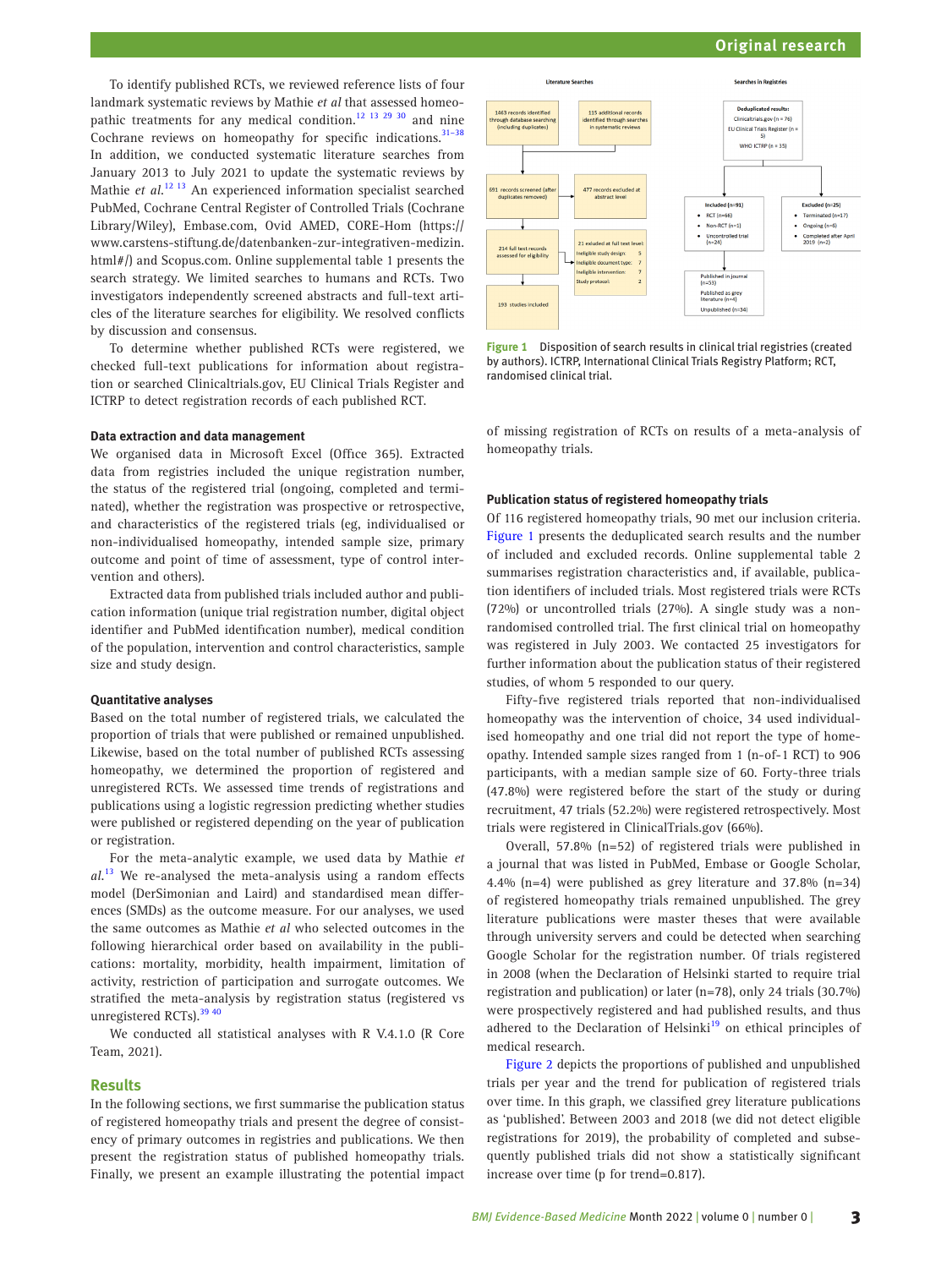To identify published RCTs, we reviewed reference lists of four landmark systematic reviews by Mathie *et al* that assessed homeopathic treatments for any medical condition.[12 13 29 30] and nine Cochrane reviews on homeopathy for specific indications.[31–38] In addition, we conducted systematic literature searches from January 2013 to July 2021 to update the systematic reviews by Mathie *et al*.[12 13] An experienced information specialist searched PubMed, Cochrane Central Register of Controlled Trials (Cochrane Library/Wiley), Embase.com, Ovid AMED, CORE-Hom (https://www.carstens-stiftung.de/datenbanken-zur-integrativen-medizin.html#/) and Scopus.com. Online supplemental table 1 presents the search strategy. We limited searches to humans and RCTs. Two investigators independently screened abstracts and full-text articles of the literature searches for eligibility. We resolved conflicts by discussion and consensus.

To determine whether published RCTs were registered, we checked full-text publications for information about registration or searched Clinicaltrials.gov, EU Clinical Trials Register and ICTRP to detect registration records of each published RCT.

### Data extraction and data management

We organised data in Microsoft Excel (Office 365). Extracted data from registries included the unique registration number, the status of the registered trial (ongoing, completed and terminated), whether the registration was prospective or retrospective, and characteristics of the registered trials (eg, individualised or non-individualised homeopathy, intended sample size, primary outcome and point of time of assessment, type of control intervention and others).

Extracted data from published trials included author and publication information (unique trial registration number, digital object identifier and PubMed identification number), medical condition of the population, intervention and control characteristics, sample size and study design.

### Quantitative analyses

Based on the total number of registered trials, we calculated the proportion of trials that were published or remained unpublished. Likewise, based on the total number of published RCTs assessing homeopathy, we determined the proportion of registered and unregistered RCTs. We assessed time trends of registrations and publications using a logistic regression predicting whether studies were published or registered depending on the year of publication or registration.

For the meta-analytic example, we used data by Mathie *et al*.[13] We re-analysed the meta-analysis using a random effects model (DerSimonian and Laird) and standardised mean differences (SMDs) as the outcome measure. For our analyses, we used the same outcomes as Mathie *et al* who selected outcomes in the following hierarchical order based on availability in the publications: mortality, morbidity, health impairment, limitation of activity, restriction of participation and surrogate outcomes. We stratified the meta-analysis by registration status (registered vs unregistered RCTs).[39 40]

We conducted all statistical analyses with R V.4.1.0 (R Core Team, 2021).

## Results

In the following sections, we first summarise the publication status of registered homeopathy trials and present the degree of consistency of primary outcomes in registries and publications. We then present the registration status of published homeopathy trials. Finally, we present an example illustrating the potential impact of missing registration of RCTs on results of a meta-analysis of homeopathy trials.

Literature Searches

1463 records identified through database searching (including duplicates)

115 additional records identified through searches in systematic reviews

691 records screened (after duplicates removed)

477 records excluded at abstract level

214 full text records assessed for eligibility

21 exluded at full text level:
- Ineligible study design: 5
- Ineligible document type: 7
- Ineligible intervention: 7
- Study protocol: 2

193 studies included

Searches in Registries

Deduplicated results:
- Clinicaltrials.gov (n = 76)
- EU Clinical Trials Register (n = 5)
- WHO ICTRP (n = 35)

Included (n=91)
- RCT (n=66)
- Non-RCT (n=1)
- Uncontrolled trial (n=24)

Excluded (n=25)
- Terminated (n=17)
- Ongoing (n=6)
- Completed after April 2019 (n=2)

Published in journal (n=53)
Published as grey literature (n=4)
Unpublished (n=34)

**Figure 1** Disposition of search results in clinical trial registries (created by authors). ICTRP, International Clinical Trials Registry Platform; RCT, randomised clinical trial.

### Publication status of registered homeopathy trials

Of 116 registered homeopathy trials, 90 met our inclusion criteria. Figure 1 presents the deduplicated search results and the number of included and excluded records. Online supplemental table 2 summarises registration characteristics and, if available, publication identifiers of included trials. Most registered trials were RCTs (72%) or uncontrolled trials (27%). A single study was a non-randomised controlled trial. The first clinical trial on homeopathy was registered in July 2003. We contacted 25 investigators for further information about the publication status of their registered studies, of whom 5 responded to our query.

Fifty-five registered trials reported that non-individualised homeopathy was the intervention of choice, 34 used individualised homeopathy and one trial did not report the type of homeopathy. Intended sample sizes ranged from 1 (n-of-1 RCT) to 906 participants, with a median sample size of 60. Forty-three trials (47.8%) were registered before the start of the study or during recruitment, 47 trials (52.2%) were registered retrospectively. Most trials were registered in ClinicalTrials.gov (66%).

Overall, 57.8% (n=52) of registered trials were published in a journal that was listed in PubMed, Embase or Google Scholar, 4.4% (n=4) were published as grey literature and 37.8% (n=34) of registered homeopathy trials remained unpublished. The grey literature publications were master theses that were available through university servers and could be detected when searching Google Scholar for the registration number. Of trials registered in 2008 (when the Declaration of Helsinki started to require trial registration and publication) or later (n=78), only 24 trials (30.7%) were prospectively registered and had published results, and thus adhered to the Declaration of Helsinki[19] on ethical principles of medical research.

Figure 2 depicts the proportions of published and unpublished trials per year and the trend for publication of registered trials over time. In this graph, we classified grey literature publications as 'published'. Between 2003 and 2018 (we did not detect eligible registrations for 2019), the probability of completed and subsequently published trials did not show a statistically significant increase over time (p for trend=0.817).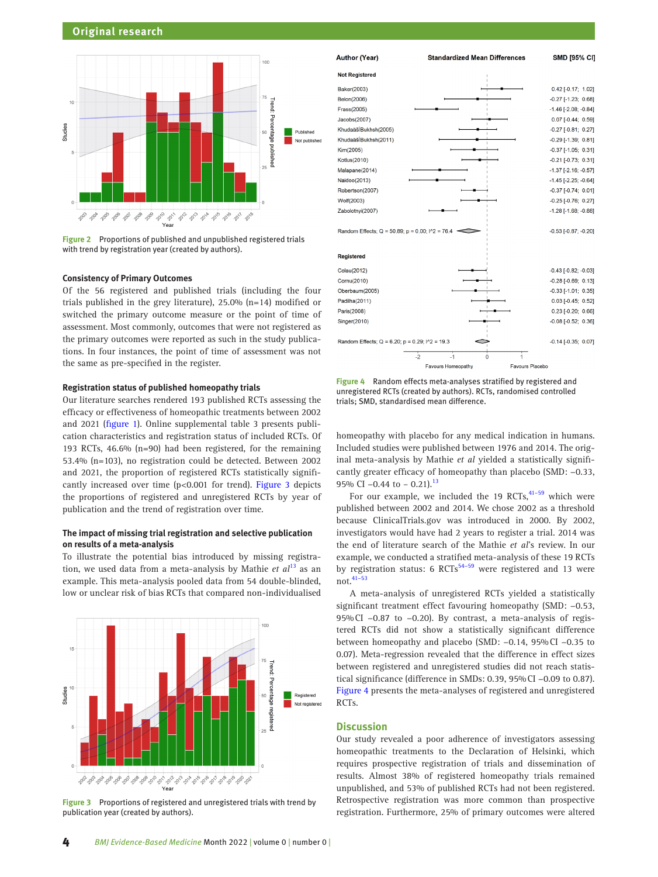Figure 2 Proportions of published and unpublished registered trials with trend by registration year (created by authors).

### Consistency of Primary Outcomes

Of the 56 registered and published trials (including the four trials published in the grey literature), 25.0% (n=14) modified or switched the primary outcome measure or the point of time of assessment. Most commonly, outcomes that were not registered as the primary outcomes were reported as such in the study publications. In four instances, the point of time of assessment was not the same as pre-specified in the register.

### Registration status of published homeopathy trials

Our literature searches rendered 193 published RCTs assessing the efficacy or effectiveness of homeopathic treatments between 2002 and 2021 (figure 1). Online supplemental table 3 presents publication characteristics and registration status of included RCTs. Of 193 RCTs, 46.6% (n=90) had been registered, for the remaining 53.4% (n=103), no registration could be detected. Between 2002 and 2021, the proportion of registered RCTs statistically significantly increased over time (p<0.001 for trend). Figure 3 depicts the proportions of registered and unregistered RCTs by year of publication and the trend of registration over time.

### The impact of missing trial registration and selective publication on results of a meta-analysis

To illustrate the potential bias introduced by missing registration, we used data from a meta-analysis by Mathie *et al*[13] as an example. This meta-analysis pooled data from 54 double-blinded, low or unclear risk of bias RCTs that compared non-individualised homeopathy with placebo for any medical indication in humans. Included studies were published between 1976 and 2014. The original meta-analysis by Mathie *et al* yielded a statistically significantly greater efficacy of homeopathy than placebo (SMD: −0.33, 95% CI −0.44 to − 0.21).[13]

For our example, we included the 19 RCTs,[41–59] which were published between 2002 and 2014. We chose 2002 as a threshold because ClinicalTrials.gov was introduced in 2000. By 2002, investigators would have had 2 years to register a trial. 2014 was the end of literature search of the Mathie *et al*'s review. In our example, we conducted a stratified meta-analysis of these 19 RCTs by registration status: 6 RCTs[54–59] were registered and 13 were not.[41–53]

A meta-analysis of unregistered RCTs yielded a statistically significant treatment effect favouring homeopathy (SMD: −0.53, 95% CI −0.87 to −0.20). By contrast, a meta-analysis of registered RCTs did not show a statistically significant difference between homeopathy and placebo (SMD: −0.14, 95% CI −0.35 to 0.07). Meta-regression revealed that the difference in effect sizes between registered and unregistered studies did not reach statistical significance (difference in SMDs: 0.39, 95% CI −0.09 to 0.87). Figure 4 presents the meta-analyses of registered and unregistered RCTs.

Figure 3 Proportions of registered and unregistered trials with trend by publication year (created by authors).

Figure 4 Random effects meta-analyses stratified by registered and unregistered RCTs (created by authors). RCTs, randomised controlled trials; SMD, standardised mean difference.

## Discussion

Our study revealed a poor adherence of investigators assessing homeopathic treatments to the Declaration of Helsinki, which requires prospective registration of trials and dissemination of results. Almost 38% of registered homeopathy trials remained unpublished, and 53% of published RCTs had not been registered. Retrospective registration was more common than prospective registration. Furthermore, 25% of primary outcomes were altered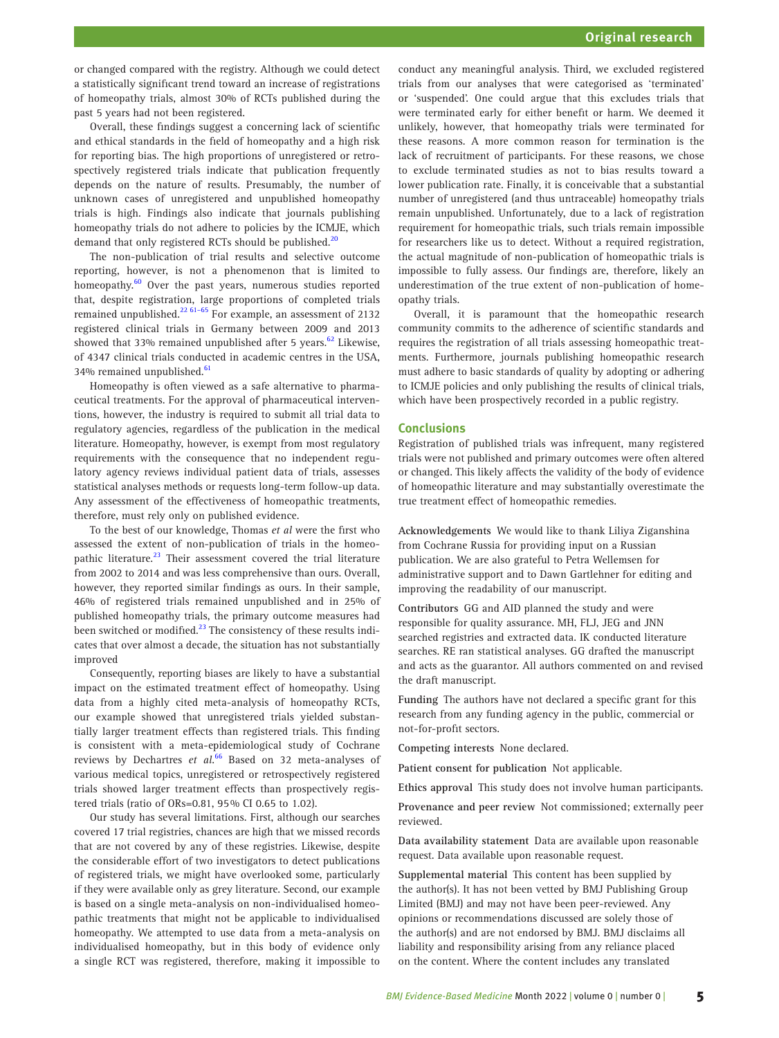or changed compared with the registry. Although we could detect a statistically significant trend toward an increase of registrations of homeopathy trials, almost 30% of RCTs published during the past 5 years had not been registered.

Overall, these findings suggest a concerning lack of scientific and ethical standards in the field of homeopathy and a high risk for reporting bias. The high proportions of unregistered or retrospectively registered trials indicate that publication frequently depends on the nature of results. Presumably, the number of unknown cases of unregistered and unpublished homeopathy trials is high. Findings also indicate that journals publishing homeopathy trials do not adhere to policies by the ICMJE, which demand that only registered RCTs should be published.[20]

The non-publication of trial results and selective outcome reporting, however, is not a phenomenon that is limited to homeopathy.[60] Over the past years, numerous studies reported that, despite registration, large proportions of completed trials remained unpublished.[22 61–65] For example, an assessment of 2132 registered clinical trials in Germany between 2009 and 2013 showed that 33% remained unpublished after 5 years.[62] Likewise, of 4347 clinical trials conducted in academic centres in the USA, 34% remained unpublished.[61]

Homeopathy is often viewed as a safe alternative to pharmaceutical treatments. For the approval of pharmaceutical interventions, however, the industry is required to submit all trial data to regulatory agencies, regardless of the publication in the medical literature. Homeopathy, however, is exempt from most regulatory requirements with the consequence that no independent regulatory agency reviews individual patient data of trials, assesses statistical analyses methods or requests long-term follow-up data. Any assessment of the effectiveness of homeopathic treatments, therefore, must rely only on published evidence.

To the best of our knowledge, Thomas *et al* were the first who assessed the extent of non-publication of trials in the homeopathic literature.[23] Their assessment covered the trial literature from 2002 to 2014 and was less comprehensive than ours. Overall, however, they reported similar findings as ours. In their sample, 46% of registered trials remained unpublished and in 25% of published homeopathy trials, the primary outcome measures had been switched or modified.[23] The consistency of these results indicates that over almost a decade, the situation has not substantially improved

Consequently, reporting biases are likely to have a substantial impact on the estimated treatment effect of homeopathy. Using data from a highly cited meta-analysis of homeopathy RCTs, our example showed that unregistered trials yielded substantially larger treatment effects than registered trials. This finding is consistent with a meta-epidemiological study of Cochrane reviews by Dechartres *et al*.[66] Based on 32 meta-analyses of various medical topics, unregistered or retrospectively registered trials showed larger treatment effects than prospectively registered trials (ratio of ORs=0.81, 95% CI 0.65 to 1.02).

Our study has several limitations. First, although our searches covered 17 trial registries, chances are high that we missed records that are not covered by any of these registries. Likewise, despite the considerable effort of two investigators to detect publications of registered trials, we might have overlooked some, particularly if they were available only as grey literature. Second, our example is based on a single meta-analysis on non-individualised homeopathic treatments that might not be applicable to individualised homeopathy. We attempted to use data from a meta-analysis on individualised homeopathy, but in this body of evidence only a single RCT was registered, therefore, making it impossible to conduct any meaningful analysis. Third, we excluded registered trials from our analyses that were categorised as 'terminated' or 'suspended'. One could argue that this excludes trials that were terminated early for either benefit or harm. We deemed it unlikely, however, that homeopathy trials were terminated for these reasons. A more common reason for termination is the lack of recruitment of participants. For these reasons, we chose to exclude terminated studies as not to bias results toward a lower publication rate. Finally, it is conceivable that a substantial number of unregistered (and thus untraceable) homeopathy trials remain unpublished. Unfortunately, due to a lack of registration requirement for homeopathic trials, such trials remain impossible for researchers like us to detect. Without a required registration, the actual magnitude of non-publication of homeopathic trials is impossible to fully assess. Our findings are, therefore, likely an underestimation of the true extent of non-publication of homeopathy trials.

Overall, it is paramount that the homeopathic research community commits to the adherence of scientific standards and requires the registration of all trials assessing homeopathic treatments. Furthermore, journals publishing homeopathic research must adhere to basic standards of quality by adopting or adhering to ICMJE policies and only publishing the results of clinical trials, which have been prospectively recorded in a public registry.

## Conclusions

Registration of published trials was infrequent, many registered trials were not published and primary outcomes were often altered or changed. This likely affects the validity of the body of evidence of homeopathic literature and may substantially overestimate the true treatment effect of homeopathic remedies.

**Acknowledgements** We would like to thank Liliya Ziganshina from Cochrane Russia for providing input on a Russian publication. We are also grateful to Petra Wellemsen for administrative support and to Dawn Gartlehner for editing and improving the readability of our manuscript.

**Contributors** GG and AID planned the study and were responsible for quality assurance. MH, FLJ, JEG and JNN searched registries and extracted data. IK conducted literature searches. RE ran statistical analyses. GG drafted the manuscript and acts as the guarantor. All authors commented on and revised the draft manuscript.

**Funding** The authors have not declared a specific grant for this research from any funding agency in the public, commercial or not-for-profit sectors.

**Competing interests** None declared.

**Patient consent for publication** Not applicable.

**Ethics approval** This study does not involve human participants.

**Provenance and peer review** Not commissioned; externally peer reviewed.

**Data availability statement** Data are available upon reasonable request. Data available upon reasonable request.

**Supplemental material** This content has been supplied by the author(s). It has not been vetted by BMJ Publishing Group Limited (BMJ) and may not have been peer-reviewed. Any opinions or recommendations discussed are solely those of the author(s) and are not endorsed by BMJ. BMJ disclaims all liability and responsibility arising from any reliance placed on the content. Where the content includes any translated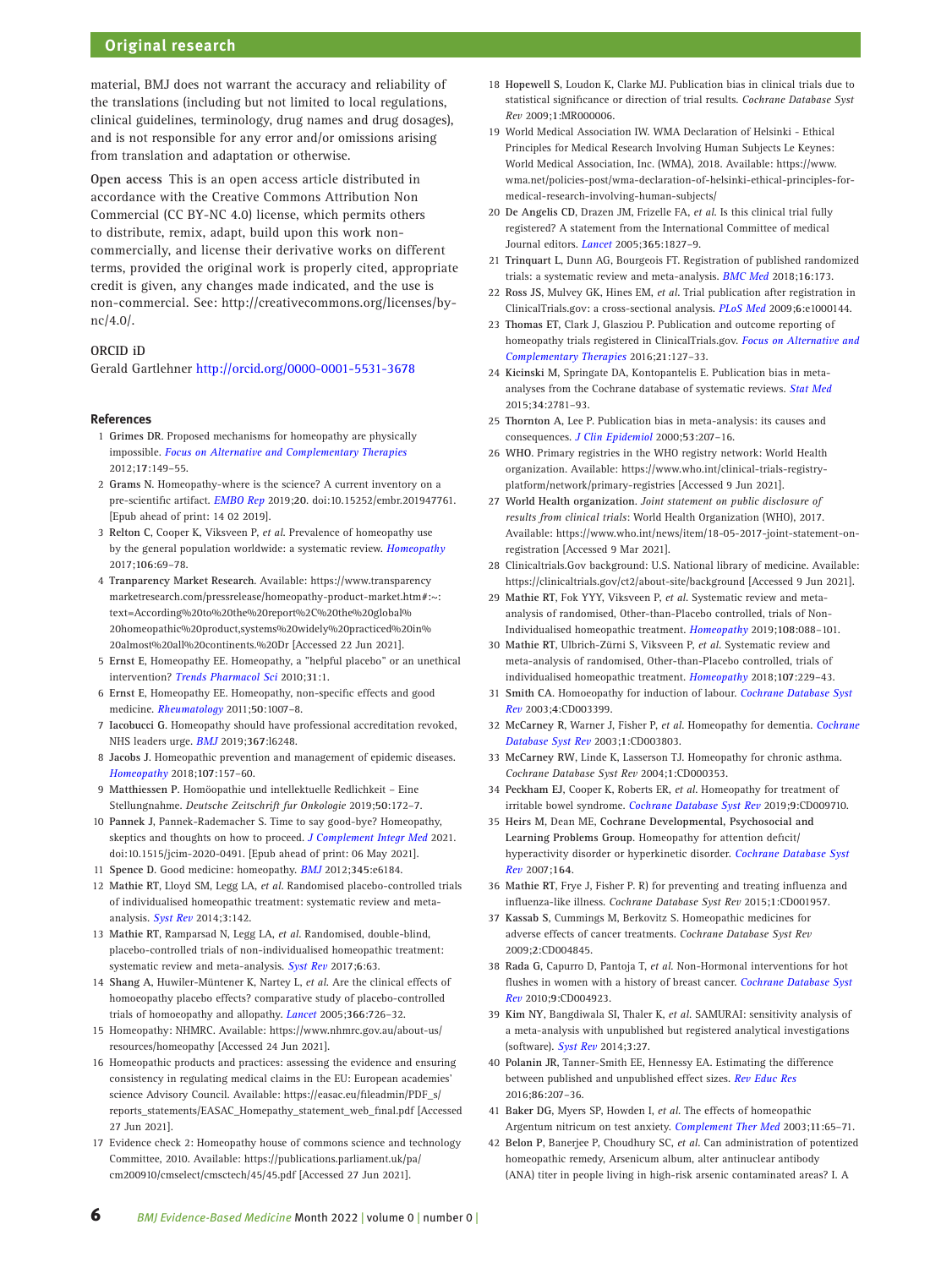material, BMJ does not warrant the accuracy and reliability of the translations (including but not limited to local regulations, clinical guidelines, terminology, drug names and drug dosages), and is not responsible for any error and/or omissions arising from translation and adaptation or otherwise.

**Open access** This is an open access article distributed in accordance with the Creative Commons Attribution Non Commercial (CC BY-NC 4.0) license, which permits others to distribute, remix, adapt, build upon this work non-commercially, and license their derivative works on different terms, provided the original work is properly cited, appropriate credit is given, any changes made indicated, and the use is non-commercial. See: http://creativecommons.org/licenses/by-nc/4.0/.

**ORCID iD**

Gerald Gartlehner http://orcid.org/0000-0001-5531-3678

## References

1. **Grimes DR**. Proposed mechanisms for homeopathy are physically impossible. *Focus on Alternative and Complementary Therapies* 2012;**17**:149–55.
2. **Grams N**. Homeopathy-where is the science? A current inventory on a pre-scientific artifact. *EMBO Rep* 2019;**20**. doi:10.15252/embr.201947761. [Epub ahead of print: 14 02 2019].
3. **Relton C**, Cooper K, Viksveen P, *et al*. Prevalence of homeopathy use by the general population worldwide: a systematic review. *Homeopathy* 2017;**106**:69–78.
4. **Tranparency Market Research**. Available: https://www.transparencymarketresearch.com/pressrelease/homeopathy-product-market.htm#:~:text=According%20to%20the%20report%2C%20the%20global%20homeopathic%20product,systems%20widely%20practiced%20in%20almost%20all%20continents.%20Dr [Accessed 22 Jun 2021].
5. **Ernst E**, Homeopathy EE. Homeopathy, a "helpful placebo" or an unethical intervention? *Trends Pharmacol Sci* 2010;**31**:1.
6. **Ernst E**, Homeopathy EE. Homeopathy, non-specific effects and good medicine. *Rheumatology* 2011;**50**:1007–8.
7. **Iacobucci G**. Homeopathy should have professional accreditation revoked, NHS leaders urge. *BMJ* 2019;**367**:l6248.
8. **Jacobs J**. Homeopathic prevention and management of epidemic diseases. *Homeopathy* 2018;**107**:157–60.
9. **Matthiessen P**. Homöopathie und intellektuelle Redlichkeit – Eine Stellungnahme. *Deutsche Zeitschrift fur Onkologie* 2019;**50**:172–7.
10. **Pannek J**, Pannek-Rademacher S. Time to say good-bye? Homeopathy, skeptics and thoughts on how to proceed. *J Complement Integr Med* 2021. doi:10.1515/jcim-2020-0491. [Epub ahead of print: 06 May 2021].
11. **Spence D**. Good medicine: homeopathy. *BMJ* 2012;**345**:e6184.
12. **Mathie RT**, Lloyd SM, Legg LA, *et al*. Randomised placebo-controlled trials of individualised homeopathic treatment: systematic review and meta-analysis. *Syst Rev* 2014;**3**:142.
13. **Mathie RT**, Ramparsad N, Legg LA, *et al*. Randomised, double-blind, placebo-controlled trials of non-individualised homeopathic treatment: systematic review and meta-analysis. *Syst Rev* 2017;**6**:63.
14. **Shang A**, Huwiler-Müntener K, Nartey L, *et al*. Are the clinical effects of homoeopathy placebo effects? comparative study of placebo-controlled trials of homoeopathy and allopathy. *Lancet* 2005;**366**:726–32.
15. Homeopathy: NHMRC. Available: https://www.nhmrc.gov.au/about-us/resources/homeopathy [Accessed 24 Jun 2021].
16. Homeopathic products and practices: assessing the evidence and ensuring consistency in regulating medical claims in the EU: European academies' science Advisory Council. Available: https://easac.eu/fileadmin/PDF_s/reports_statements/EASAC_Homepathy_statement_web_final.pdf [Accessed 27 Jun 2021].
17. Evidence check 2: Homeopathy house of commons science and technology Committee, 2010. Available: https://publications.parliament.uk/pa/cm200910/cmselect/cmsctech/45/45.pdf [Accessed 27 Jun 2021].
18. **Hopewell S**, Loudon K, Clarke MJ. Publication bias in clinical trials due to statistical significance or direction of trial results. *Cochrane Database Syst Rev* 2009;1:MR000006.
19. World Medical Association IW. WMA Declaration of Helsinki - Ethical Principles for Medical Research Involving Human Subjects Le Keynes: World Medical Association, Inc. (WMA), 2018. Available: https://www.wma.net/policies-post/wma-declaration-of-helsinki-ethical-principles-for-medical-research-involving-human-subjects/
20. **De Angelis CD**, Drazen JM, Frizelle FA, *et al*. Is this clinical trial fully registered? A statement from the International Committee of medical Journal editors. *Lancet* 2005;**365**:1827–9.
21. **Trinquart L**, Dunn AG, Bourgeois FT. Registration of published randomized trials: a systematic review and meta-analysis. *BMC Med* 2018;**16**:173.
22. **Ross JS**, Mulvey GK, Hines EM, *et al*. Trial publication after registration in ClinicalTrials.gov: a cross-sectional analysis. *PLoS Med* 2009;**6**:e1000144.
23. **Thomas ET**, Clark J, Glasziou P. Publication and outcome reporting of homeopathy trials registered in ClinicalTrials.gov. *Focus on Alternative and Complementary Therapies* 2016;**21**:127–33.
24. **Kicinski M**, Springate DA, Kontopantelis E. Publication bias in meta-analyses from the Cochrane database of systematic reviews. *Stat Med* 2015;**34**:2781–93.
25. **Thornton A**, Lee P. Publication bias in meta-analysis: its causes and consequences. *J Clin Epidemiol* 2000;**53**:207–16.
26. WHO. Primary registries in the WHO registry network: World Health organization. Available: https://www.who.int/clinical-trials-registry-platform/network/primary-registries [Accessed 9 Jun 2021].
27. **World Health organization**. *Joint statement on public disclosure of results from clinical trials*: World Health Organization (WHO), 2017. Available: https://www.who.int/news/item/18-05-2017-joint-statement-on-registration [Accessed 9 Mar 2021].
28. Clinicaltrials.Gov background: U.S. National library of medicine. Available: https://clinicaltrials.gov/ct2/about-site/background [Accessed 9 Jun 2021].
29. **Mathie RT**, Fok YYY, Viksveen P, *et al*. Systematic review and meta-analysis of randomised, Other-than-Placebo controlled, trials of Non-Individualised homeopathic treatment. *Homeopathy* 2019;**108**:088–101.
30. **Mathie RT**, Ulbrich-Zürni S, Viksveen P, *et al*. Systematic review and meta-analysis of randomised, Other-than-Placebo controlled, trials of individualised homeopathic treatment. *Homeopathy* 2018;**107**:229–43.
31. **Smith CA**. Homoeopathy for induction of labour. *Cochrane Database Syst Rev* 2003;**4**:CD003399.
32. **McCarney R**, Warner J, Fisher P, *et al*. Homeopathy for dementia. *Cochrane Database Syst Rev* 2003;**1**:CD003803.
33. **McCarney RW**, Linde K, Lasserson TJ. Homeopathy for chronic asthma. *Cochrane Database Syst Rev* 2004;1:CD000353.
34. **Peckham EJ**, Cooper K, Roberts ER, *et al*. Homeopathy for treatment of irritable bowel syndrome. *Cochrane Database Syst Rev* 2019;**9**:CD009710.
35. **Heirs M**, Dean ME, **Cochrane Developmental, Psychosocial and Learning Problems Group**. Homeopathy for attention deficit/hyperactivity disorder or hyperkinetic disorder. *Cochrane Database Syst Rev* 2007;**164**.
36. **Mathie RT**, Frye J, Fisher P. R) for preventing and treating influenza and influenza-like illness. *Cochrane Database Syst Rev* 2015;1:CD001957.
37. **Kassab S**, Cummings M, Berkovitz S. Homeopathic medicines for adverse effects of cancer treatments. *Cochrane Database Syst Rev* 2009;2:CD004845.
38. **Rada G**, Capurro D, Pantoja T, *et al*. Non-Hormonal interventions for hot flushes in women with a history of breast cancer. *Cochrane Database Syst Rev* 2010;**9**:CD004923.
39. **Kim NY**, Bangdiwala SI, Thaler K, *et al*. SAMURAI: sensitivity analysis of a meta-analysis with unpublished but registered analytical investigations (software). *Syst Rev* 2014;**3**:27.
40. **Polanin JR**, Tanner-Smith EE, Hennessy EA. Estimating the difference between published and unpublished effect sizes. *Rev Educ Res* 2016;**86**:207–36.
41. **Baker DG**, Myers SP, Howden I, *et al*. The effects of homeopathic Argentum nitricum on test anxiety. *Complement Ther Med* 2003;**11**:65–71.
42. **Belon P**, Banerjee P, Choudhury SC, *et al*. Can administration of potentized homeopathic remedy, Arsenicum album, alter antinuclear antibody (ANA) titer in people living in high-risk arsenic contaminated areas? I. A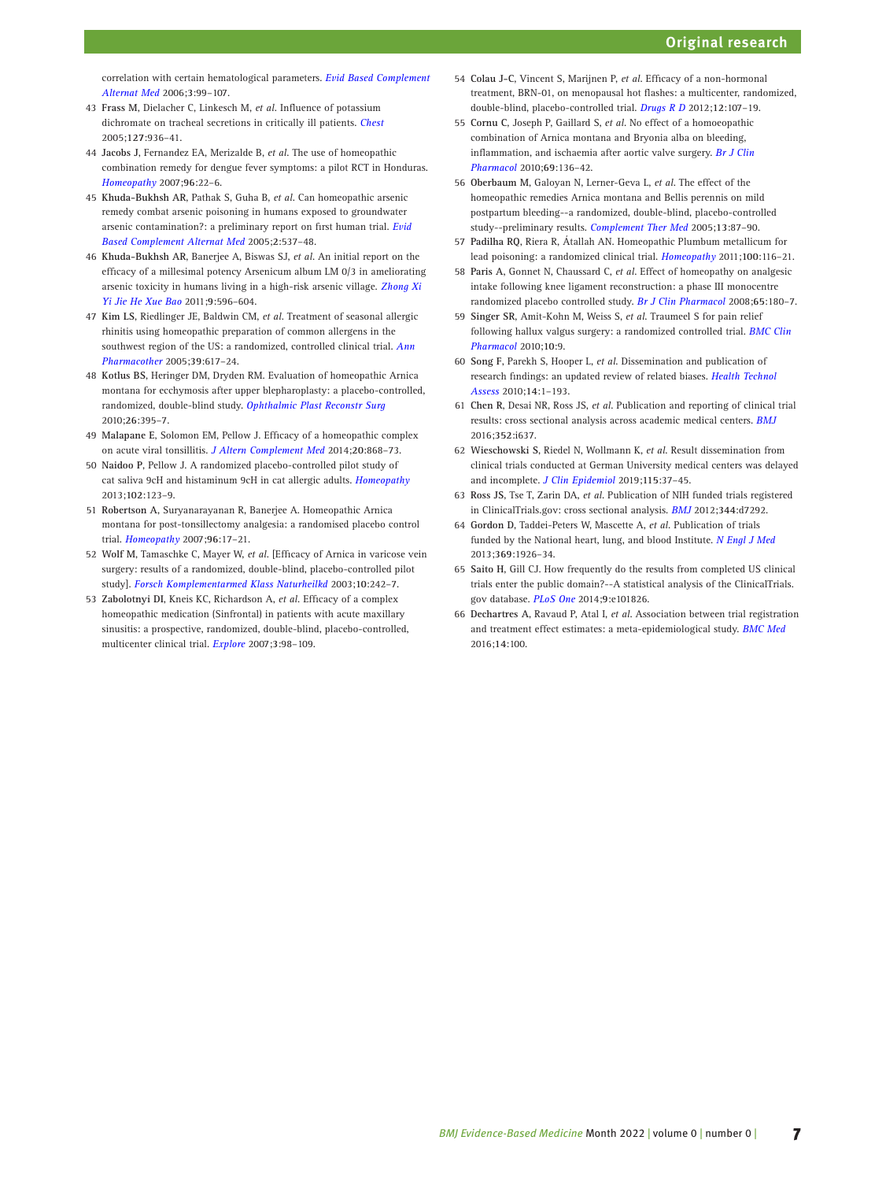correlation with certain hematological parameters. *Evid Based Complement Alternat Med* 2006;**3**:99–107.

43 **Frass M**, Dielacher C, Linkesch M, *et al*. Influence of potassium dichromate on tracheal secretions in critically ill patients. *Chest* 2005;**127**:936–41.

44 **Jacobs J**, Fernandez EA, Merizalde B, *et al*. The use of homeopathic combination remedy for dengue fever symptoms: a pilot RCT in Honduras. *Homeopathy* 2007;**96**:22–6.

45 **Khuda-Bukhsh AR**, Pathak S, Guha B, *et al*. Can homeopathic arsenic remedy combat arsenic poisoning in humans exposed to groundwater arsenic contamination?: a preliminary report on first human trial. *Evid Based Complement Alternat Med* 2005;**2**:537–48.

46 **Khuda-Bukhsh AR**, Banerjee A, Biswas SJ, *et al*. An initial report on the efficacy of a millesimal potency Arsenicum album LM 0/3 in ameliorating arsenic toxicity in humans living in a high-risk arsenic village. *Zhong Xi Yi Jie He Xue Bao* 2011;**9**:596–604.

47 **Kim LS**, Riedlinger JE, Baldwin CM, *et al*. Treatment of seasonal allergic rhinitis using homeopathic preparation of common allergens in the southwest region of the US: a randomized, controlled clinical trial. *Ann Pharmacother* 2005;**39**:617–24.

48 **Kotlus BS**, Heringer DM, Dryden RM. Evaluation of homeopathic Arnica montana for ecchymosis after upper blepharoplasty: a placebo-controlled, randomized, double-blind study. *Ophthalmic Plast Reconstr Surg* 2010;**26**:395–7.

49 **Malapane E**, Solomon EM, Pellow J. Efficacy of a homeopathic complex on acute viral tonsillitis. *J Altern Complement Med* 2014;**20**:868–73.

50 **Naidoo P**, Pellow J. A randomized placebo-controlled pilot study of cat saliva 9cH and histaminum 9cH in cat allergic adults. *Homeopathy* 2013;**102**:123–9.

51 **Robertson A**, Suryanarayanan R, Banerjee A. Homeopathic Arnica montana for post-tonsillectomy analgesia: a randomised placebo control trial. *Homeopathy* 2007;**96**:17–21.

52 **Wolf M**, Tamaschke C, Mayer W, *et al*. [Efficacy of Arnica in varicose vein surgery: results of a randomized, double-blind, placebo-controlled pilot study]. *Forsch Komplementarmed Klass Naturheilkd* 2003;**10**:242–7.

53 **Zabolotnyi DI**, Kneis KC, Richardson A, *et al*. Efficacy of a complex homeopathic medication (Sinfrontal) in patients with acute maxillary sinusitis: a prospective, randomized, double-blind, placebo-controlled, multicenter clinical trial. *Explore* 2007;**3**:98–109.

54 **Colau J-C**, Vincent S, Marijnen P, *et al*. Efficacy of a non-hormonal treatment, BRN-01, on menopausal hot flashes: a multicenter, randomized, double-blind, placebo-controlled trial. *Drugs R D* 2012;**12**:107–19.

55 **Cornu C**, Joseph P, Gaillard S, *et al*. No effect of a homoeopathic combination of Arnica montana and Bryonia alba on bleeding, inflammation, and ischaemia after aortic valve surgery. *Br J Clin Pharmacol* 2010;**69**:136–42.

56 **Oberbaum M**, Galoyan N, Lerner-Geva L, *et al*. The effect of the homeopathic remedies Arnica montana and Bellis perennis on mild postpartum bleeding--a randomized, double-blind, placebo-controlled study--preliminary results. *Complement Ther Med* 2005;**13**:87–90.

57 **Padilha RQ**, Riera R, Átallah AN. Homeopathic Plumbum metallicum for lead poisoning: a randomized clinical trial. *Homeopathy* 2011;**100**:116–21.

58 **Paris A**, Gonnet N, Chaussard C, *et al*. Effect of homeopathy on analgesic intake following knee ligament reconstruction: a phase III monocentre randomized placebo controlled study. *Br J Clin Pharmacol* 2008;**65**:180–7.

59 **Singer SR**, Amit-Kohn M, Weiss S, *et al*. Traumeel S for pain relief following hallux valgus surgery: a randomized controlled trial. *BMC Clin Pharmacol* 2010;**10**:9.

60 **Song F**, Parekh S, Hooper L, *et al*. Dissemination and publication of research findings: an updated review of related biases. *Health Technol Assess* 2010;**14**:1–193.

61 **Chen R**, Desai NR, Ross JS, *et al*. Publication and reporting of clinical trial results: cross sectional analysis across academic medical centers. *BMJ* 2016;**352**:i637.

62 **Wieschowski S**, Riedel N, Wollmann K, *et al*. Result dissemination from clinical trials conducted at German University medical centers was delayed and incomplete. *J Clin Epidemiol* 2019;**115**:37–45.

63 **Ross JS**, Tse T, Zarin DA, *et al*. Publication of NIH funded trials registered in ClinicalTrials.gov: cross sectional analysis. *BMJ* 2012;**344**:d7292.

64 **Gordon D**, Taddei-Peters W, Mascette A, *et al*. Publication of trials funded by the National heart, lung, and blood Institute. *N Engl J Med* 2013;**369**:1926–34.

65 **Saito H**, Gill CJ. How frequently do the results from completed US clinical trials enter the public domain?--A statistical analysis of the ClinicalTrials.gov database. *PLoS One* 2014;**9**:e101826.

66 **Dechartres A**, Ravaud P, Atal I, *et al*. Association between trial registration and treatment effect estimates: a meta-epidemiological study. *BMC Med* 2016;**14**:100.